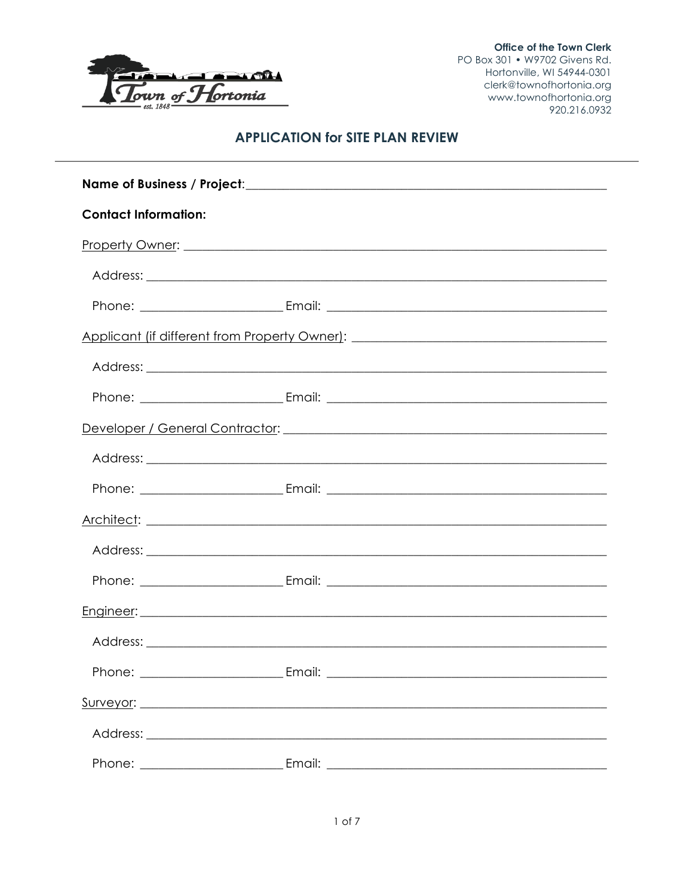Office of the Town Clerk
PO Box 301 • W9702 Givens Rd.
Hortonville, WI 54944-0301
clerk@townofhortonia.org
www.townofhortonia.org
920.216.0932

## APPLICATION for SITE PLAN REVIEW

**Name of Business / Project**:_______________________________________________

**Contact Information:**

Property Owner: _______________________________________________

Address: _______________________________________________

Phone: ____________________ Email: ____________________________

Applicant (if different from Property Owner): ____________________________

Address: _______________________________________________

Phone: ____________________ Email: ____________________________

Developer / General Contractor: ____________________________________

Address: _______________________________________________

Phone: ____________________ Email: ____________________________

Architect: _______________________________________________

Address: _______________________________________________

Phone: ____________________ Email: ____________________________

Engineer: _______________________________________________

Address: _______________________________________________

Phone: ____________________ Email: ____________________________

Surveyor: _______________________________________________

Address: _______________________________________________

Phone: ____________________ Email: ____________________________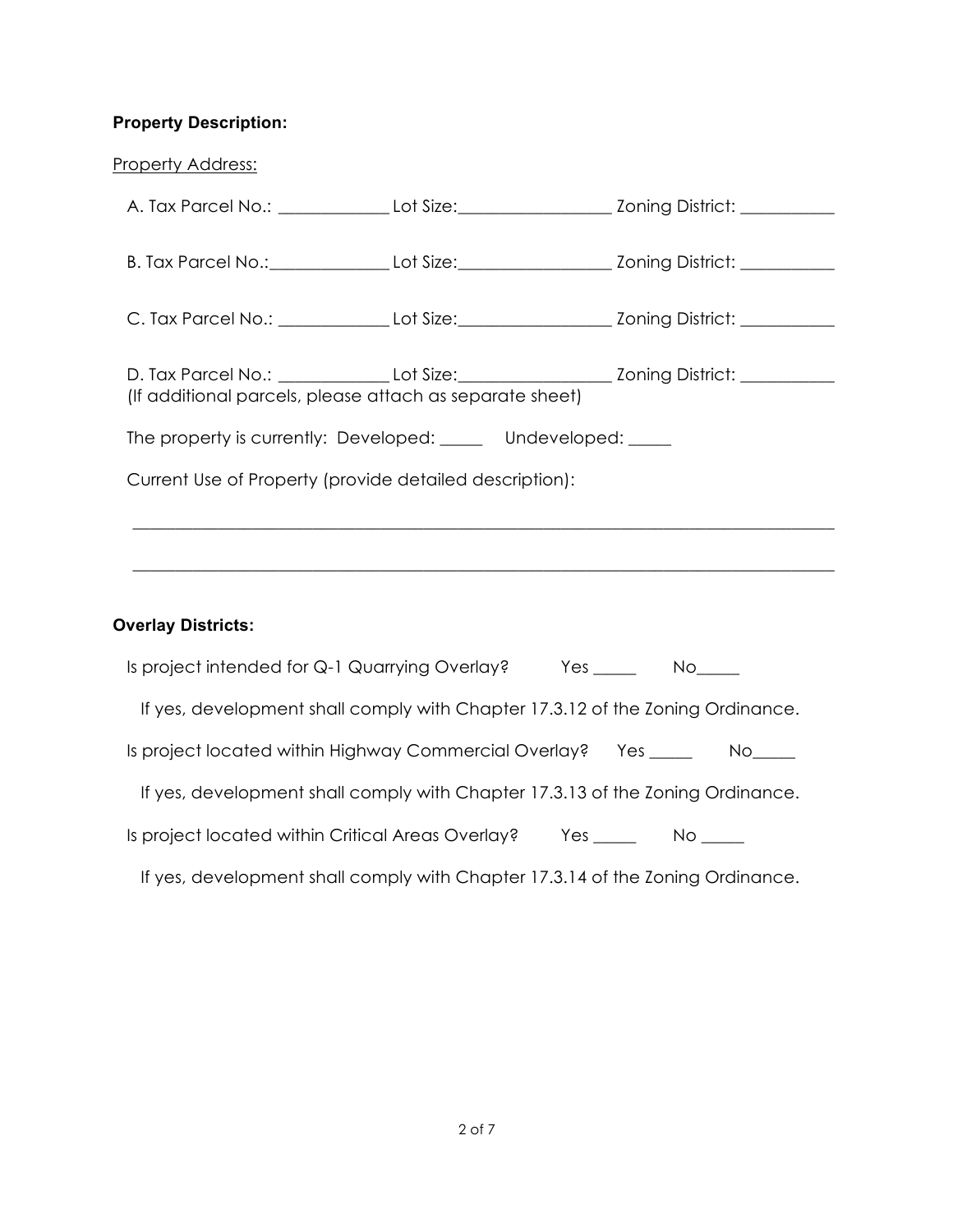**Property Description:**

Property Address:

A. Tax Parcel No.: _____________ Lot Size:_________________ Zoning District: ___________

B. Tax Parcel No.:_____________ Lot Size:_________________ Zoning District: ___________

C. Tax Parcel No.: _____________ Lot Size:_________________ Zoning District: ___________

D. Tax Parcel No.: _____________ Lot Size:_________________ Zoning District: ___________
(If additional parcels, please attach as separate sheet)

The property is currently: Developed: _____ Undeveloped: _____

Current Use of Property (provide detailed description):

_______________________________________________________________________________

_______________________________________________________________________________

**Overlay Districts:**

Is project intended for Q-1 Quarrying Overlay? Yes _____ No_____

If yes, development shall comply with Chapter 17.3.12 of the Zoning Ordinance.

Is project located within Highway Commercial Overlay? Yes _____ No_____

If yes, development shall comply with Chapter 17.3.13 of the Zoning Ordinance.

Is project located within Critical Areas Overlay? Yes _____ No _____

If yes, development shall comply with Chapter 17.3.14 of the Zoning Ordinance.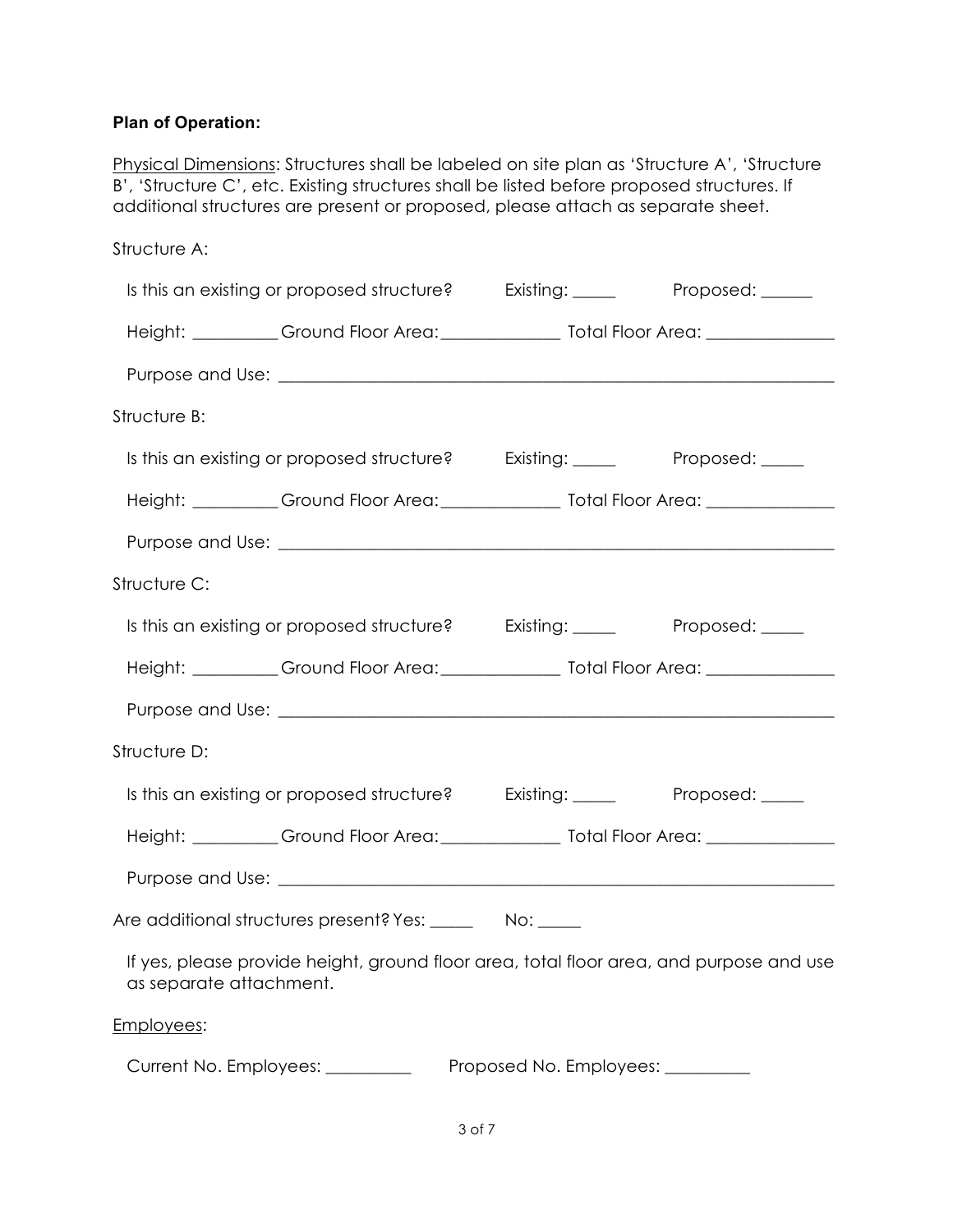**Plan of Operation:**

Physical Dimensions: Structures shall be labeled on site plan as 'Structure A', 'Structure B', 'Structure C', etc. Existing structures shall be listed before proposed structures. If additional structures are present or proposed, please attach as separate sheet.

Structure A:

Is this an existing or proposed structure? Existing: _____ Proposed: ______

Height: __________ Ground Floor Area: ______________ Total Floor Area: _______________

Purpose and Use: _________________________________________________________________

Structure B:

Is this an existing or proposed structure? Existing: _____ Proposed: _____

Height: __________ Ground Floor Area: ______________ Total Floor Area: _______________

Purpose and Use: _________________________________________________________________

Structure C:

Is this an existing or proposed structure? Existing: _____ Proposed: _____

Height: __________ Ground Floor Area: ______________ Total Floor Area: _______________

Purpose and Use: _________________________________________________________________

Structure D:

Is this an existing or proposed structure? Existing: _____ Proposed: _____

Height: __________ Ground Floor Area: ______________ Total Floor Area: _______________

Purpose and Use: _________________________________________________________________

Are additional structures present? Yes: _____ No: _____

If yes, please provide height, ground floor area, total floor area, and purpose and use as separate attachment.

Employees:

Current No. Employees: __________ Proposed No. Employees: __________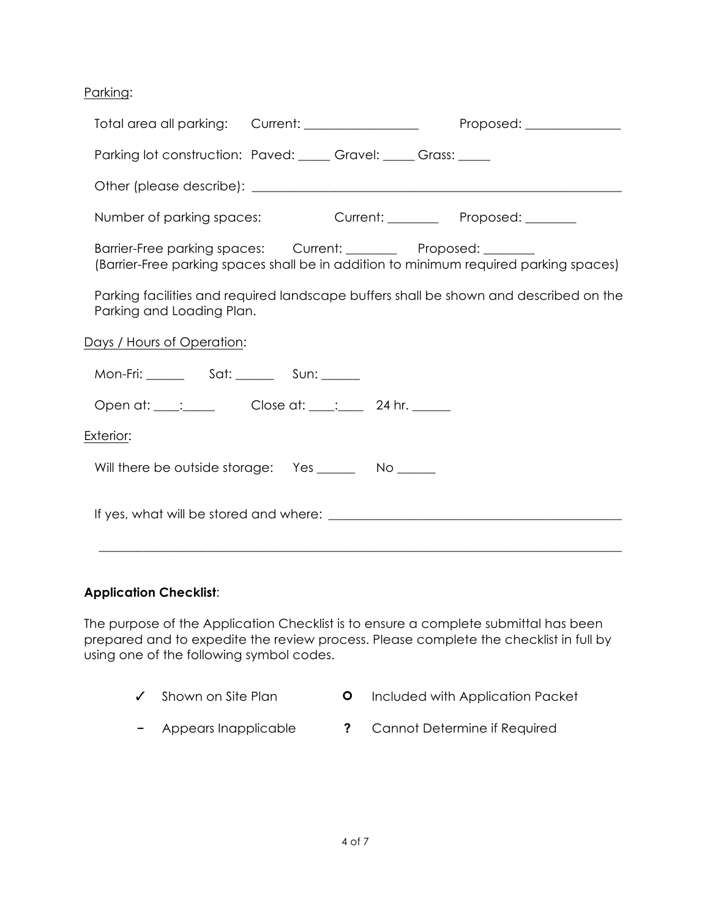Parking:

Total area all parking: Current: ________________ Proposed: ______________

Parking lot construction: Paved: _____ Gravel: _____ Grass: _____

Other (please describe): _______________________________________________________

Number of parking spaces: Current: ________ Proposed: ________

Barrier-Free parking spaces: Current: ________ Proposed: ________
(Barrier-Free parking spaces shall be in addition to minimum required parking spaces)

Parking facilities and required landscape buffers shall be shown and described on the Parking and Loading Plan.

Days / Hours of Operation:

Mon-Fri: ______ Sat: ______ Sun: ______

Open at: ____:_____ Close at: ____:____ 24 hr. ______

Exterior:

Will there be outside storage: Yes ______ No ______

If yes, what will be stored and where: _____________________________________________

_______________________________________________________________________________

**Application Checklist**:

The purpose of the Application Checklist is to ensure a complete submittal has been prepared and to expedite the review process. Please complete the checklist in full by using one of the following symbol codes.

| | | | |
|---|---|---|---|
| ✓ | Shown on Site Plan | **O** | Included with Application Packet |
| **-** | Appears Inapplicable | **?** | Cannot Determine if Required |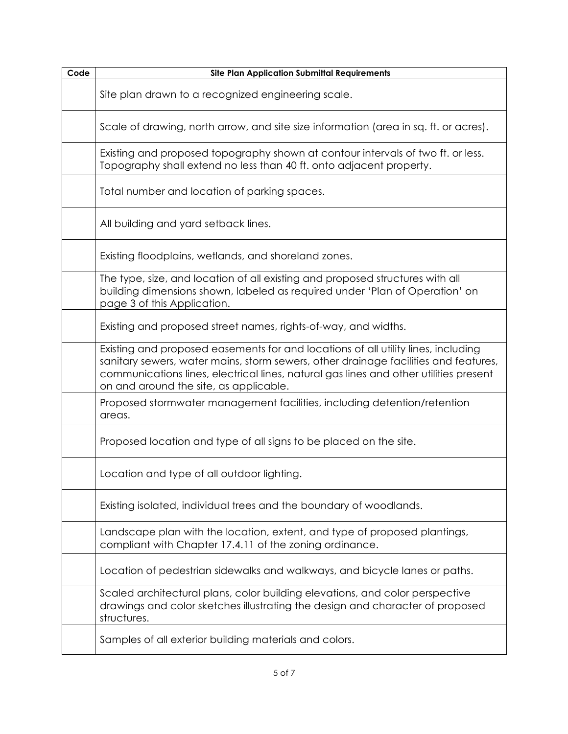| Code | Site Plan Application Submittal Requirements |
| --- | --- |
| | Site plan drawn to a recognized engineering scale. |
| | Scale of drawing, north arrow, and site size information (area in sq. ft. or acres). |
| | Existing and proposed topography shown at contour intervals of two ft. or less. Topography shall extend no less than 40 ft. onto adjacent property. |
| | Total number and location of parking spaces. |
| | All building and yard setback lines. |
| | Existing floodplains, wetlands, and shoreland zones. |
| | The type, size, and location of all existing and proposed structures with all building dimensions shown, labeled as required under 'Plan of Operation' on page 3 of this Application. |
| | Existing and proposed street names, rights-of-way, and widths. |
| | Existing and proposed easements for and locations of all utility lines, including sanitary sewers, water mains, storm sewers, other drainage facilities and features, communications lines, electrical lines, natural gas lines and other utilities present on and around the site, as applicable. |
| | Proposed stormwater management facilities, including detention/retention areas. |
| | Proposed location and type of all signs to be placed on the site. |
| | Location and type of all outdoor lighting. |
| | Existing isolated, individual trees and the boundary of woodlands. |
| | Landscape plan with the location, extent, and type of proposed plantings, compliant with Chapter 17.4.11 of the zoning ordinance. |
| | Location of pedestrian sidewalks and walkways, and bicycle lanes or paths. |
| | Scaled architectural plans, color building elevations, and color perspective drawings and color sketches illustrating the design and character of proposed structures. |
| | Samples of all exterior building materials and colors. |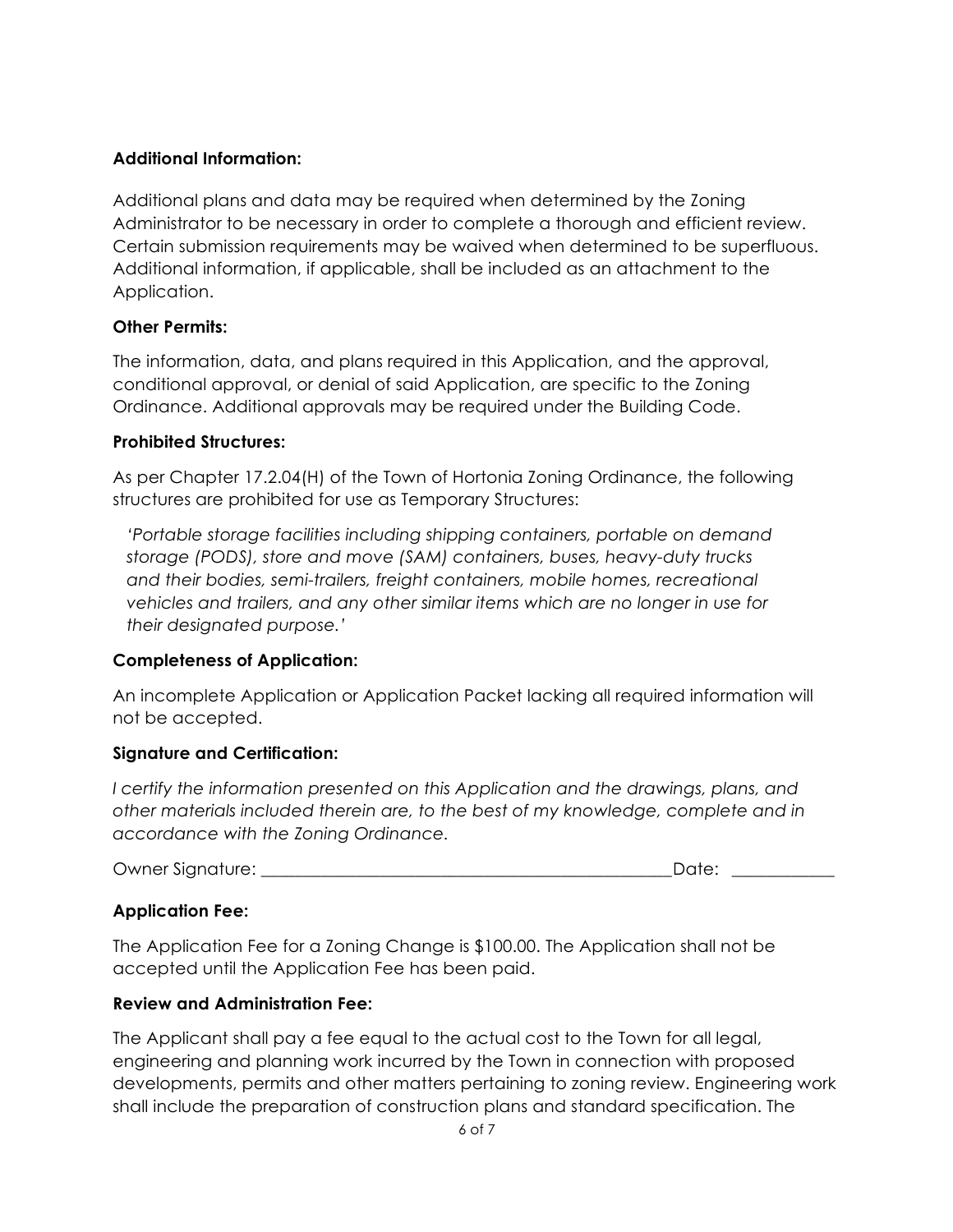**Additional Information:**

Additional plans and data may be required when determined by the Zoning Administrator to be necessary in order to complete a thorough and efficient review. Certain submission requirements may be waived when determined to be superfluous. Additional information, if applicable, shall be included as an attachment to the Application.

**Other Permits:**

The information, data, and plans required in this Application, and the approval, conditional approval, or denial of said Application, are specific to the Zoning Ordinance. Additional approvals may be required under the Building Code.

**Prohibited Structures:**

As per Chapter 17.2.04(H) of the Town of Hortonia Zoning Ordinance, the following structures are prohibited for use as Temporary Structures:

> *'Portable storage facilities including shipping containers, portable on demand storage (PODS), store and move (SAM) containers, buses, heavy-duty trucks and their bodies, semi-trailers, freight containers, mobile homes, recreational vehicles and trailers, and any other similar items which are no longer in use for their designated purpose.'*

**Completeness of Application:**

An incomplete Application or Application Packet lacking all required information will not be accepted.

**Signature and Certification:**

*I certify the information presented on this Application and the drawings, plans, and other materials included therein are, to the best of my knowledge, complete and in accordance with the Zoning Ordinance.*

Owner Signature: ______________________________________ Date: ____________

**Application Fee:**

The Application Fee for a Zoning Change is $100.00. The Application shall not be accepted until the Application Fee has been paid.

**Review and Administration Fee:**

The Applicant shall pay a fee equal to the actual cost to the Town for all legal, engineering and planning work incurred by the Town in connection with proposed developments, permits and other matters pertaining to zoning review. Engineering work shall include the preparation of construction plans and standard specification. The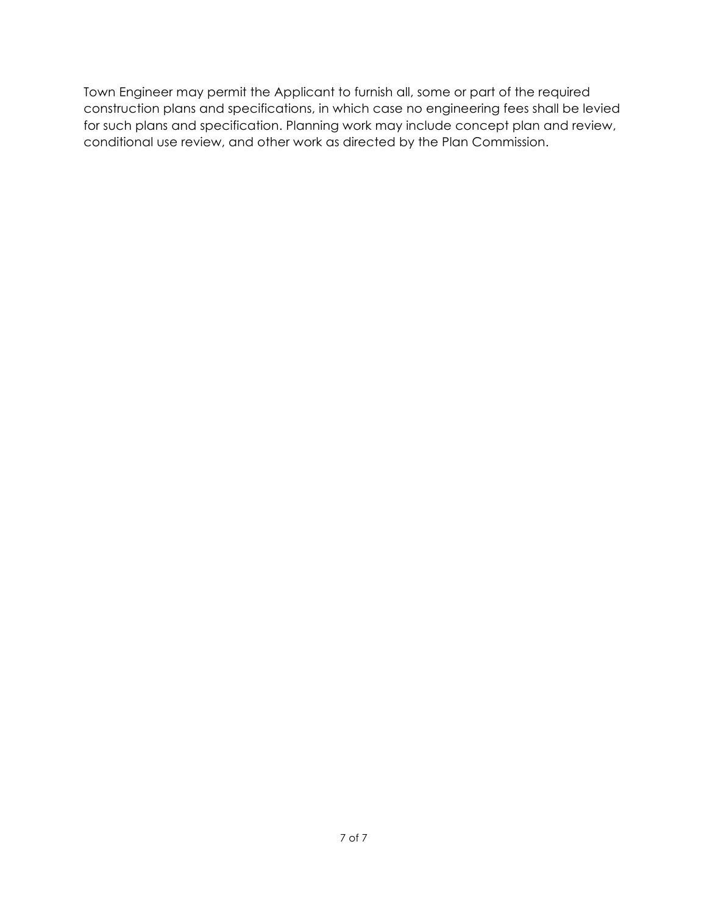Town Engineer may permit the Applicant to furnish all, some or part of the required construction plans and specifications, in which case no engineering fees shall be levied for such plans and specification. Planning work may include concept plan and review, conditional use review, and other work as directed by the Plan Commission.